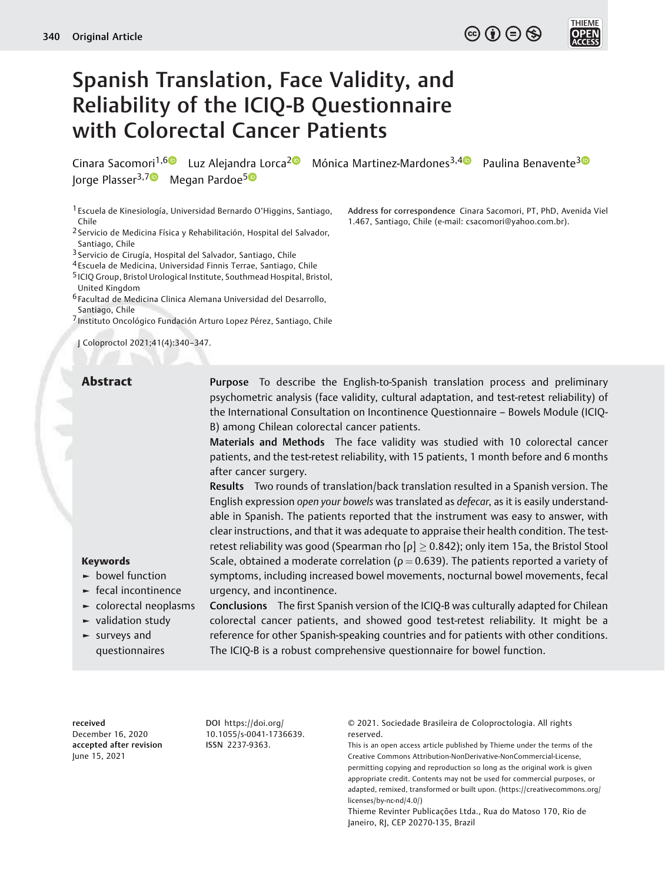# Spanish Translation, Face Validity, and Reliability of the ICIQ-B Questionnaire with Colorectal Cancer Patients

Cinara Sacomori[1,6] Luz Alejandra Lorca[2] Mónica Martinez-Mardones[3,4] Paulina Benavente[3] Jorge Plasser[3,7] Megan Pardoe[5]

[1] Escuela de Kinesiología, Universidad Bernardo O'Higgins, Santiago, Chile
[2] Servicio de Medicina Física y Rehabilitación, Hospital del Salvador, Santiago, Chile
[3] Servicio de Cirugía, Hospital del Salvador, Santiago, Chile
[4] Escuela de Medicina, Universidad Finnis Terrae, Santiago, Chile
[5] ICIQ Group, Bristol Urological Institute, Southmead Hospital, Bristol, United Kingdom
[6] Facultad de Medicina Clinica Alemana Universidad del Desarrollo, Santiago, Chile
[7] Instituto Oncológico Fundación Arturo Lopez Pérez, Santiago, Chile

**Address for correspondence** Cinara Sacomori, PT, PhD, Avenida Viel 1.467, Santiago, Chile (e-mail: csacomori@yahoo.com.br).

J Coloproctol 2021;41(4):340–347.

## Abstract

**Purpose** To describe the English-to-Spanish translation process and preliminary psychometric analysis (face validity, cultural adaptation, and test-retest reliability) of the International Consultation on Incontinence Questionnaire – Bowels Module (ICIQ-B) among Chilean colorectal cancer patients.

**Materials and Methods** The face validity was studied with 10 colorectal cancer patients, and the test-retest reliability, with 15 patients, 1 month before and 6 months after cancer surgery.

**Results** Two rounds of translation/back translation resulted in a Spanish version. The English expression *open your bowels* was translated as *defecar*, as it is easily understandable in Spanish. The patients reported that the instrument was easy to answer, with clear instructions, and that it was adequate to appraise their health condition. The test-retest reliability was good (Spearman rho [ρ] $\geq 0.842$); only item 15a, the Bristol Stool Scale, obtained a moderate correlation ($\rho = 0.639$). The patients reported a variety of symptoms, including increased bowel movements, nocturnal bowel movements, fecal urgency, and incontinence.

**Conclusions** The first Spanish version of the ICIQ-B was culturally adapted for Chilean colorectal cancer patients, and showed good test-retest reliability. It might be a reference for other Spanish-speaking countries and for patients with other conditions. The ICIQ-B is a robust comprehensive questionnaire for bowel function.

**Keywords**
- bowel function
- fecal incontinence
- colorectal neoplasms
- validation study
- surveys and questionnaires

**received** December 16, 2020
**accepted after revision** June 15, 2021

**DOI** https://doi.org/10.1055/s-0041-1736639.
**ISSN** 2237-9363.

© 2021. Sociedade Brasileira de Coloproctologia. All rights reserved.
This is an open access article published by Thieme under the terms of the Creative Commons Attribution-NonDerivative-NonCommercial-License, permitting copying and reproduction so long as the original work is given appropriate credit. Contents may not be used for commercial purposes, or adapted, remixed, transformed or built upon. (https://creativecommons.org/licenses/by-nc-nd/4.0/)
Thieme Revinter Publicações Ltda., Rua do Matoso 170, Rio de Janeiro, RJ, CEP 20270-135, Brazil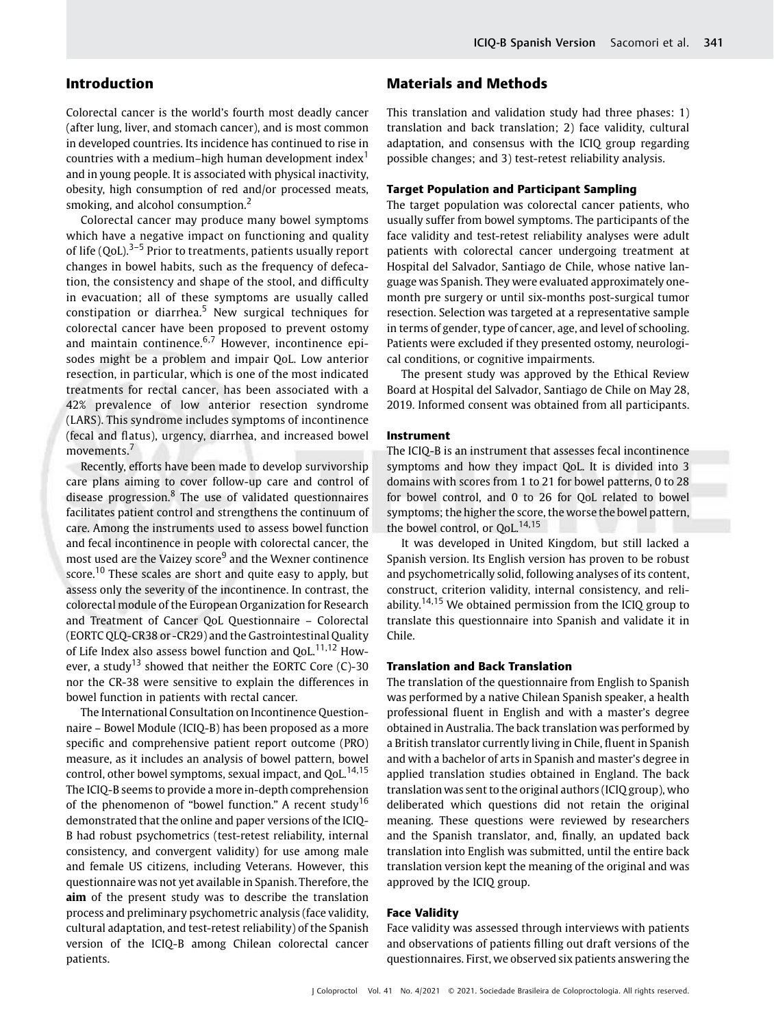## Introduction

Colorectal cancer is the world's fourth most deadly cancer (after lung, liver, and stomach cancer), and is most common in developed countries. Its incidence has continued to rise in countries with a medium–high human development index[1] and in young people. It is associated with physical inactivity, obesity, high consumption of red and/or processed meats, smoking, and alcohol consumption.[2]

Colorectal cancer may produce many bowel symptoms which have a negative impact on functioning and quality of life (QoL).[3–5] Prior to treatments, patients usually report changes in bowel habits, such as the frequency of defecation, the consistency and shape of the stool, and difficulty in evacuation; all of these symptoms are usually called constipation or diarrhea.[5] New surgical techniques for colorectal cancer have been proposed to prevent ostomy and maintain continence.[6,7] However, incontinence episodes might be a problem and impair QoL. Low anterior resection, in particular, which is one of the most indicated treatments for rectal cancer, has been associated with a 42% prevalence of low anterior resection syndrome (LARS). This syndrome includes symptoms of incontinence (fecal and flatus), urgency, diarrhea, and increased bowel movements.[7]

Recently, efforts have been made to develop survivorship care plans aiming to cover follow-up care and control of disease progression.[8] The use of validated questionnaires facilitates patient control and strengthens the continuum of care. Among the instruments used to assess bowel function and fecal incontinence in people with colorectal cancer, the most used are the Vaizey score[9] and the Wexner continence score.[10] These scales are short and quite easy to apply, but assess only the severity of the incontinence. In contrast, the colorectal module of the European Organization for Research and Treatment of Cancer QoL Questionnaire – Colorectal (EORTC QLQ-CR38 or -CR29) and the Gastrointestinal Quality of Life Index also assess bowel function and QoL.[11,12] However, a study[13] showed that neither the EORTC Core (C)-30 nor the CR-38 were sensitive to explain the differences in bowel function in patients with rectal cancer.

The International Consultation on Incontinence Questionnaire – Bowel Module (ICIQ-B) has been proposed as a more specific and comprehensive patient report outcome (PRO) measure, as it includes an analysis of bowel pattern, bowel control, other bowel symptoms, sexual impact, and QoL.[14,15] The ICIQ-B seems to provide a more in-depth comprehension of the phenomenon of "bowel function." A recent study[16] demonstrated that the online and paper versions of the ICIQ-B had robust psychometrics (test-retest reliability, internal consistency, and convergent validity) for use among male and female US citizens, including Veterans. However, this questionnaire was not yet available in Spanish. Therefore, the **aim** of the present study was to describe the translation process and preliminary psychometric analysis (face validity, cultural adaptation, and test-retest reliability) of the Spanish version of the ICIQ-B among Chilean colorectal cancer patients.

## Materials and Methods

This translation and validation study had three phases: 1) translation and back translation; 2) face validity, cultural adaptation, and consensus with the ICIQ group regarding possible changes; and 3) test-retest reliability analysis.

### Target Population and Participant Sampling

The target population was colorectal cancer patients, who usually suffer from bowel symptoms. The participants of the face validity and test-retest reliability analyses were adult patients with colorectal cancer undergoing treatment at Hospital del Salvador, Santiago de Chile, whose native language was Spanish. They were evaluated approximately one-month pre surgery or until six-months post-surgical tumor resection. Selection was targeted at a representative sample in terms of gender, type of cancer, age, and level of schooling. Patients were excluded if they presented ostomy, neurological conditions, or cognitive impairments.

The present study was approved by the Ethical Review Board at Hospital del Salvador, Santiago de Chile on May 28, 2019. Informed consent was obtained from all participants.

### Instrument

The ICIQ-B is an instrument that assesses fecal incontinence symptoms and how they impact QoL. It is divided into 3 domains with scores from 1 to 21 for bowel patterns, 0 to 28 for bowel control, and 0 to 26 for QoL related to bowel symptoms; the higher the score, the worse the bowel pattern, the bowel control, or QoL.[14,15]

It was developed in United Kingdom, but still lacked a Spanish version. Its English version has proven to be robust and psychometrically solid, following analyses of its content, construct, criterion validity, internal consistency, and reliability.[14,15] We obtained permission from the ICIQ group to translate this questionnaire into Spanish and validate it in Chile.

### Translation and Back Translation

The translation of the questionnaire from English to Spanish was performed by a native Chilean Spanish speaker, a health professional fluent in English and with a master's degree obtained in Australia. The back translation was performed by a British translator currently living in Chile, fluent in Spanish and with a bachelor of arts in Spanish and master's degree in applied translation studies obtained in England. The back translation was sent to the original authors (ICIQ group), who deliberated which questions did not retain the original meaning. These questions were reviewed by researchers and the Spanish translator, and, finally, an updated back translation into English was submitted, until the entire back translation version kept the meaning of the original and was approved by the ICIQ group.

### Face Validity

Face validity was assessed through interviews with patients and observations of patients filling out draft versions of the questionnaires. First, we observed six patients answering the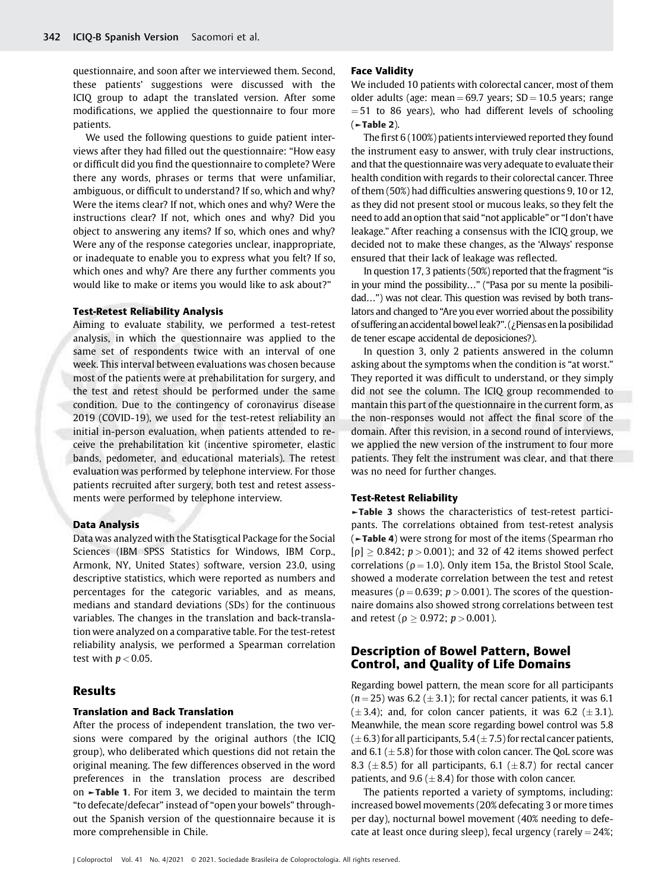questionnaire, and soon after we interviewed them. Second, these patients' suggestions were discussed with the ICIQ group to adapt the translated version. After some modifications, we applied the questionnaire to four more patients.

We used the following questions to guide patient interviews after they had filled out the questionnaire: "How easy or difficult did you find the questionnaire to complete? Were there any words, phrases or terms that were unfamiliar, ambiguous, or difficult to understand? If so, which and why? Were the items clear? If not, which ones and why? Were the instructions clear? If not, which ones and why? Did you object to answering any items? If so, which ones and why? Were any of the response categories unclear, inappropriate, or inadequate to enable you to express what you felt? If so, which ones and why? Are there any further comments you would like to make or items you would like to ask about?"

#### Test-Retest Reliability Analysis

Aiming to evaluate stability, we performed a test-retest analysis, in which the questionnaire was applied to the same set of respondents twice with an interval of one week. This interval between evaluations was chosen because most of the patients were at prehabilitation for surgery, and the test and retest should be performed under the same condition. Due to the contingency of coronavirus disease 2019 (COVID-19), we used for the test-retest reliability an initial in-person evaluation, when patients attended to receive the prehabilitation kit (incentive spirometer, elastic bands, pedometer, and educational materials). The retest evaluation was performed by telephone interview. For those patients recruited after surgery, both test and retest assessments were performed by telephone interview.

#### Data Analysis

Data was analyzed with the Statisgtical Package for the Social Sciences (IBM SPSS Statistics for Windows, IBM Corp., Armonk, NY, United States) software, version 23.0, using descriptive statistics, which were reported as numbers and percentages for the categoric variables, and as means, medians and standard deviations (SDs) for the continuous variables. The changes in the translation and back-translation were analyzed on a comparative table. For the test-retest reliability analysis, we performed a Spearman correlation test with $p < 0.05$.

## Results

#### Translation and Back Translation

After the process of independent translation, the two versions were compared by the original authors (the ICIQ group), who deliberated which questions did not retain the original meaning. The few differences observed in the word preferences in the translation process are described on ►**Table 1**. For item 3, we decided to maintain the term "to defecate/defecar" instead of "open your bowels" throughout the Spanish version of the questionnaire because it is more comprehensible in Chile.

#### Face Validity

We included 10 patients with colorectal cancer, most of them older adults (age: mean = 69.7 years; SD = 10.5 years; range = 51 to 86 years), who had different levels of schooling (►**Table 2**).

The first 6 (100%) patients interviewed reported they found the instrument easy to answer, with truly clear instructions, and that the questionnaire was very adequate to evaluate their health condition with regards to their colorectal cancer. Three of them (50%) had difficulties answering questions 9, 10 or 12, as they did not present stool or mucous leaks, so they felt the need to add an option that said "not applicable" or "I don't have leakage." After reaching a consensus with the ICIQ group, we decided not to make these changes, as the 'Always' response ensured that their lack of leakage was reflected.

In question 17, 3 patients (50%) reported that the fragment "is in your mind the possibility…" ("Pasa por su mente la posibilidad…") was not clear. This question was revised by both translators and changed to "Are you ever worried about the possibility of suffering an accidental bowel leak?". (¿Piensas en la posibilidad de tener escape accidental de deposiciones?).

In question 3, only 2 patients answered in the column asking about the symptoms when the condition is "at worst." They reported it was difficult to understand, or they simply did not see the column. The ICIQ group recommended to mantain this part of the questionnaire in the current form, as the non-responses would not affect the final score of the domain. After this revision, in a second round of interviews, we applied the new version of the instrument to four more patients. They felt the instrument was clear, and that there was no need for further changes.

#### Test-Retest Reliability

►**Table 3** shows the characteristics of test-retest participants. The correlations obtained from test-retest analysis (►**Table 4**) were strong for most of the items (Spearman rho [$\rho$] $\geq 0.842$; $p > 0.001$); and 32 of 42 items showed perfect correlations ($\rho = 1.0$). Only item 15a, the Bristol Stool Scale, showed a moderate correlation between the test and retest measures ($\rho = 0.639$; $p > 0.001$). The scores of the questionnaire domains also showed strong correlations between test and retest ($\rho \geq 0.972$; $p > 0.001$).

## Description of Bowel Pattern, Bowel Control, and Quality of Life Domains

Regarding bowel pattern, the mean score for all participants ($n = 25$) was 6.2 ($\pm 3.1$); for rectal cancer patients, it was 6.1 ($\pm 3.4$); and, for colon cancer patients, it was 6.2 ($\pm 3.1$). Meanwhile, the mean score regarding bowel control was 5.8 ($\pm 6.3$) for all participants, 5.4 ($\pm 7.5$) for rectal cancer patients, and 6.1 ($\pm 5.8$) for those with colon cancer. The QoL score was 8.3 ($\pm 8.5$) for all participants, 6.1 ($\pm 8.7$) for rectal cancer patients, and 9.6 ($\pm 8.4$) for those with colon cancer.

The patients reported a variety of symptoms, including: increased bowel movements (20% defecating 3 or more times per day), nocturnal bowel movement (40% needing to defecate at least once during sleep), fecal urgency (rarely = 24%;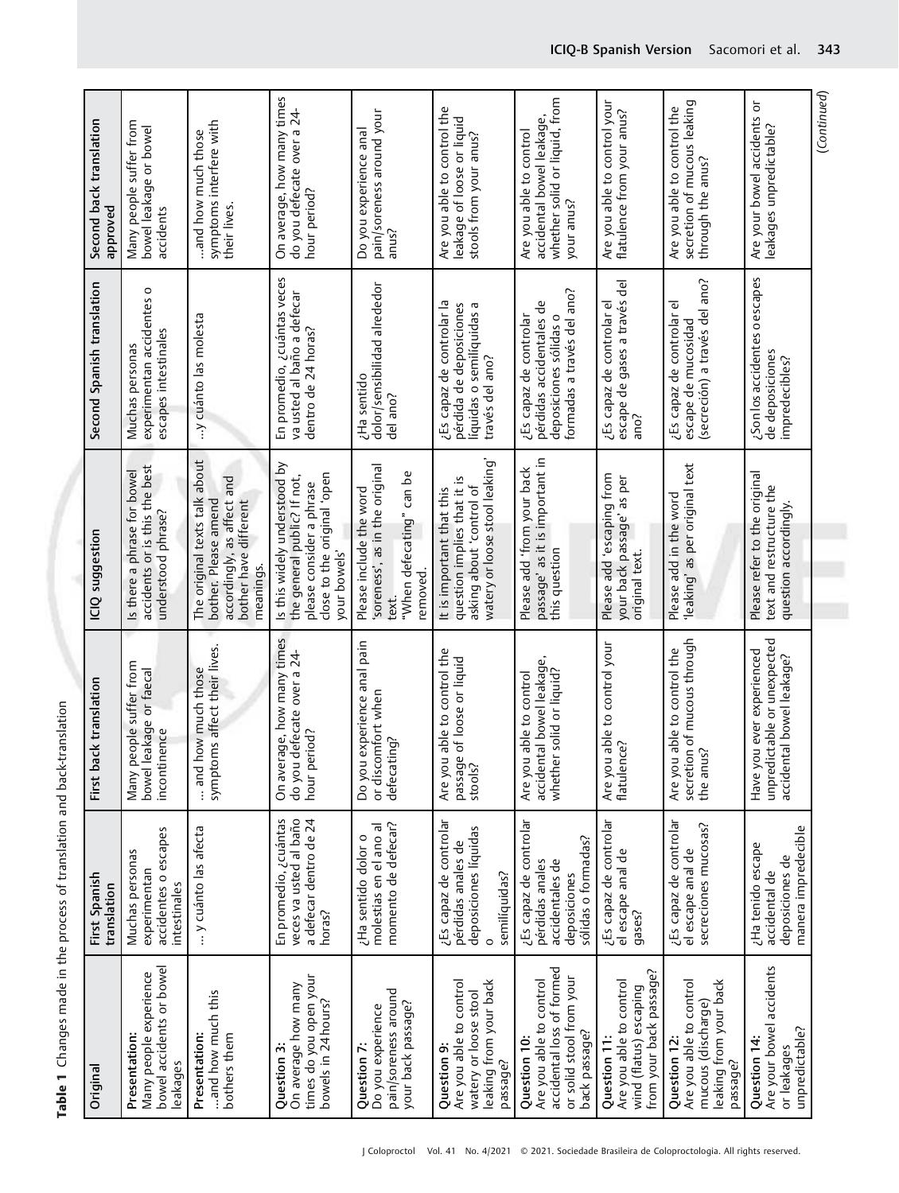**Table 1** Changes made in the process of translation and back-translation

| Original | First Spanish translation | First back translation | ICIQ suggestion | Second Spanish translation | Second back translation approved |
|---|---|---|---|---|---|
| **Presentation:** Many people experience bowel accidents or bowel leakages | Muchas personas experimentan accidentes o escapes intestinales | Many people suffer from bowel leakage or faecal incontinence | Is there a phrase for bowel accidents or is this the best understood phrase? | Muchas personas experimentan accidentes o escapes intestinales | Many people suffer from bowel leakage or bowel accidents |
| **Presentation:** ...and how much this bothers them | ... y cuánto las afecta | ... and how much those symptoms affect their lives. | The original texts talk about bother. Please amend accordingly, as affect and bother have different meanings. | ...y cuánto las molesta | ...and how much those symptoms interfere with their lives. |
| **Question 3:** On average how many times do you open your bowels in 24 hours? | En promedio, ¿cuántas veces va usted al baño a defecar dentro de 24 horas? | On average, how many times do you defecate over a 24-hour period? | Is this widely understood by the general public? If not, please consider a phrase close to the original 'open your bowels' | En promedio, ¿cuántas veces va usted al baño a defecar dentro de 24 horas? | On average, how many times do you defecate over a 24-hour period? |
| **Question 7:** Do you experience pain/soreness around your back passage? | ¿Ha sentido dolor o molestias en el ano al momento de defecar? | Do you experience anal pain or discomfort when defecating? | Please include the word 'soreness', as in the original text. "When defecating" can be removed. | ¿Ha sentido dolor/sensibilidad alrededor del ano? | Do you experience anal pain/soreness around your anus? |
| **Question 9:** Are you able to control watery or loose stool leaking from your back passage? | ¿Es capaz de controlar pérdidas anales de deposiciones líquidas o semilíquidas? | Are you able to control the passage of loose or liquid stools? | It is important that this question implies that it is asking about 'control of watery or loose stool leaking' | ¿Es capaz de controlar la pérdida de deposiciones líquidas o semilíquidas a través del ano? | Are you able to control the leakage of loose or liquid stools from your anus? |
| **Question 10:** Are you able to control accidental loss of formed or solid stool from your back passage? | ¿Es capaz de controlar pérdidas anales accidentales de deposiciones sólidas o formadas? | Are you able to control accidental bowel leakage, whether solid or liquid? | Please add 'from your back passage' as it is important in this question | ¿Es capaz de controlar pérdidas accidentales de deposiciones sólidas o formadas a través del ano? | Are you able to control accidental bowel leakage, whether solid or liquid, from your anus? |
| **Question 11:** Are you able to control wind (flatus) escaping from your back passage? | ¿Es capaz de controlar el escape anal de gases? | Are you able to control your flatulence? | Please add 'escaping from your back passage' as per original text. | ¿Es capaz de controlar el escape de gases a través del ano? | Are you able to control your flatulence from your anus? |
| **Question 12:** Are you able to control mucous (discharge) leaking from your back passage? | ¿Es capaz de controlar el escape anal de secreciones mucosas? | Are you able to control the secretion of mucous through the anus? | Please add in the word 'leaking' as per original text | ¿Es capaz de controlar el escape de mucosidad (secreción) a través del ano? | Are you able to control the secretion of mucous leaking through the anus? |
| **Question 14:** Are your bowel accidents or leakages unpredictable? | ¿Ha tenido escape accidental de deposiciones de manera impredecible | Have you ever experienced unpredictable or unexpected accidental bowel leakage? | Please refer to the original text and restructure the question accordingly. | ¿Son los accidentes o escapes de deposiciones impredecibles? | Are your bowel accidents or leakages unpredictable? |

(*Continued*)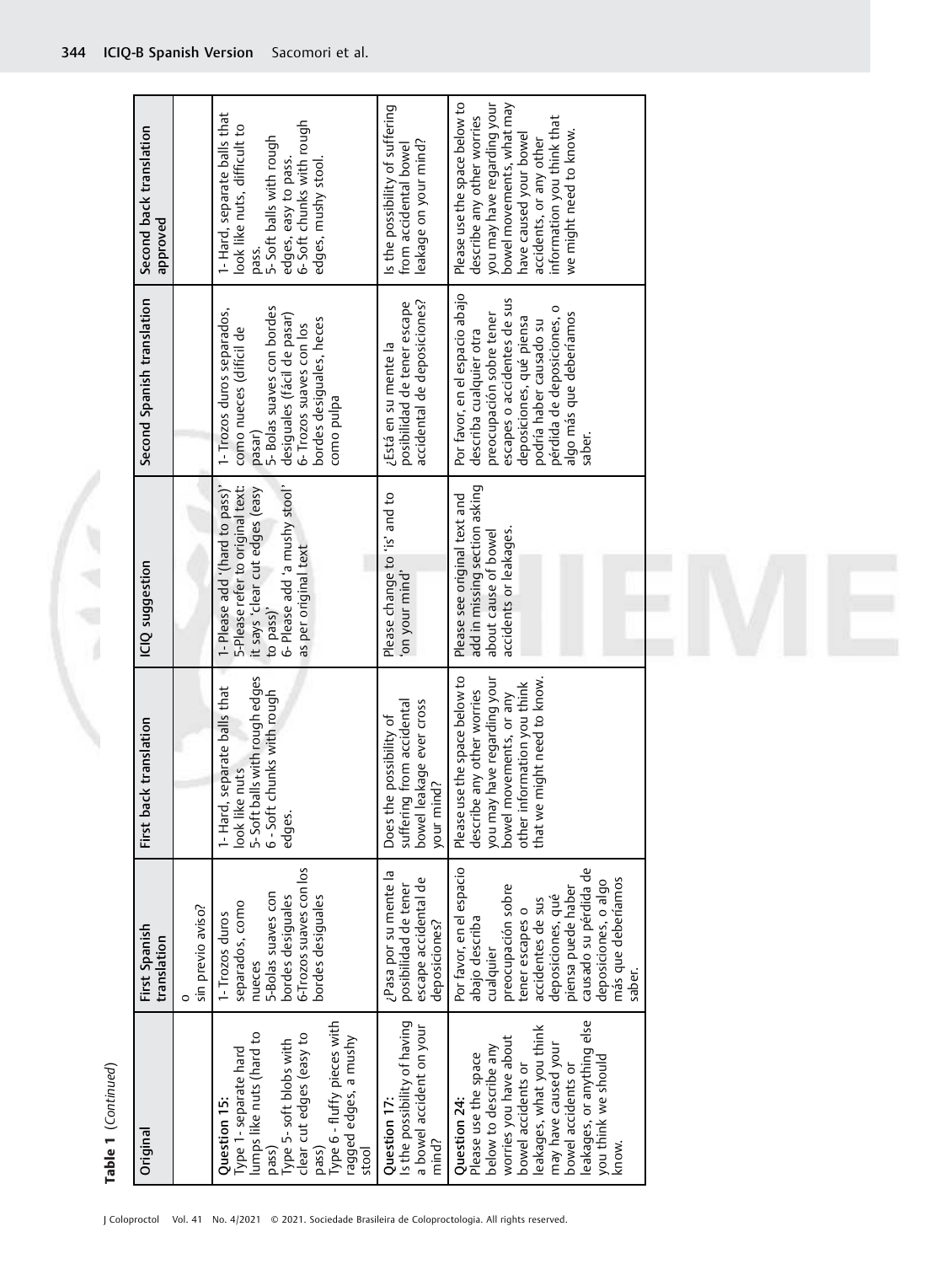**Table 1** (*Continued*)

| Original | First Spanish translation | First back translation | ICIQ suggestion | Second Spanish translation | Second back translation approved |
|---|---|---|---|---|---|
| | o sin previo aviso? | | | | |
| **Question 15:** Type 1- separate hard lumps like nuts (hard to pass) Type 5- soft blobs with clear cut edges (easy to pass) Type 6 - fluffy pieces with ragged edges, a mushy stool | 1-Trozos duros separados, como nueces 5-Bolas suaves con bordes desiguales 6-Trozos suaves con los bordes desiguales | 1- Hard, separate balls that look like nuts 5-Soft balls with rough edges 6 - Soft chunks with rough edges. | 1- Please add '(hard to pass)' 5-Please refer to original text: it says 'clear cut edges (easy to pass)' 6- Please add 'a mushy stool' as per original text | 1- Trozos duros separados, como nueces (difícil de pasar) 5- Bolas suaves con bordes desiguales (fácil de pasar) 6- Trozos suaves con los bordes desiguales, heces como pulpa | 1- Hard, separate balls that look like nuts, difficult to pass. 5- Soft balls with rough edges, easy to pass. 6-Soft chunks with rough edges, mushy stool. |
| **Question 17:** Is the possibility of having a bowel accident on your mind? | ¿Pasa por su mente la posibilidad de tener escape accidental de deposiciones? | Does the possibility of suffering from accidental bowel leakage ever cross your mind? | Please change to 'is' and to 'on your mind' | ¿Está en su mente la posibilidad de tener escape accidental de deposiciones? | Is the possibility of suffering from accidental bowel leakage on your mind? |
| **Question 24:** Please use the space below to describe any worries you have about bowel accidents or leakages, what you think may have caused your bowel accidents or leakages, or anything else you think we should know. | Por favor, en el espacio abajo describa cualquier preocupación sobre tener escapes o accidentes de sus deposiciones, qué piensa puede haber causado su pérdida de deposiciones, o algo más que deberíamos saber. | Please use the space below to describe any other worries you may have regarding your bowel movements, or any other information you think that we might need to know. | Please see original text and add in missing section asking about cause of bowel accidents or leakages. | Por favor, en el espacio abajo describa cualquier otra preocupación sobre tener escapes o accidentes de sus deposiciones, qué piensa podría haber causado su pérdida de deposiciones, o algo más que deberíamos saber. | Please use the space below to describe any other worries you may have regarding your bowel movements, what may have caused your bowel accidents, or any other information you think that we might need to know. |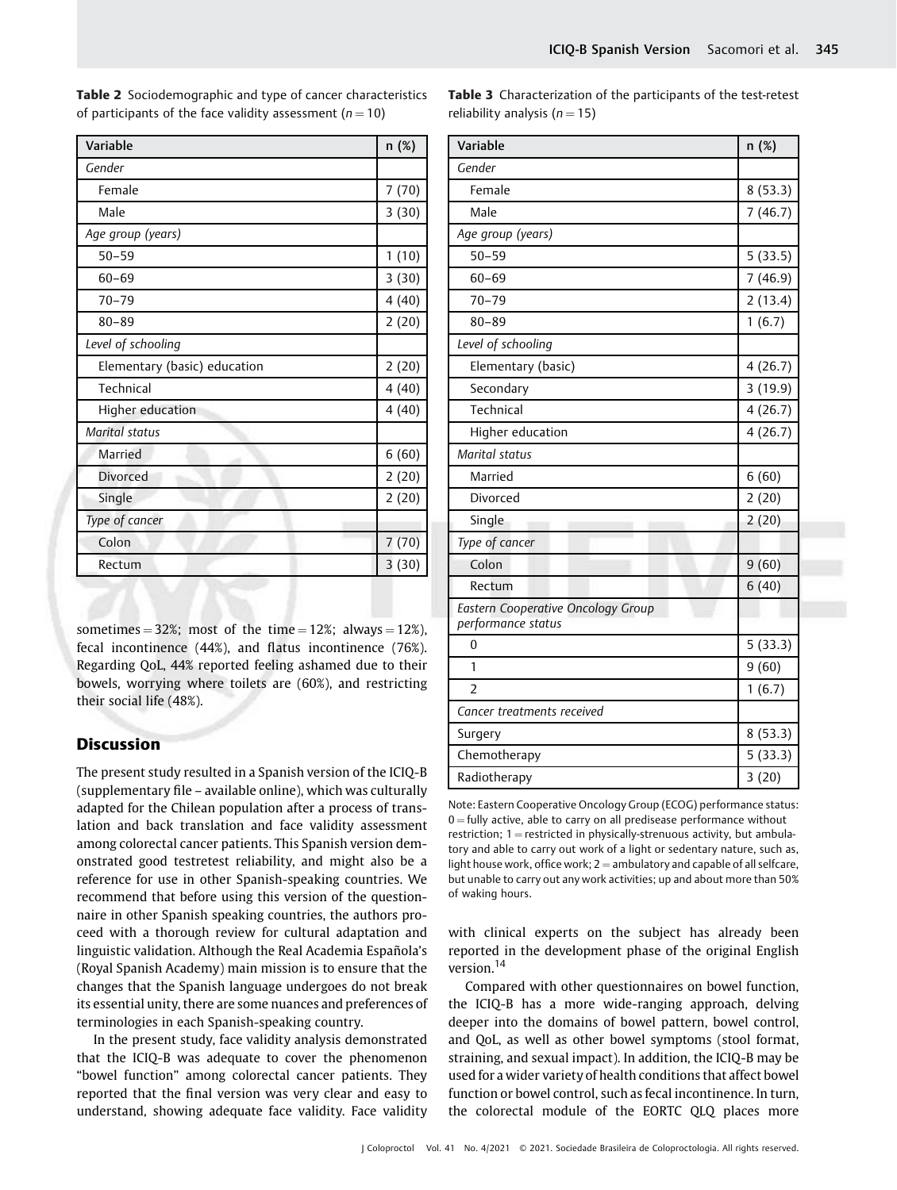**Table 2** Sociodemographic and type of cancer characteristics of participants of the face validity assessment ($n = 10$)

| Variable | n (%) |
|---|---|
| *Gender* | |
| Female | 7 (70) |
| Male | 3 (30) |
| *Age group (years)* | |
| 50–59 | 1 (10) |
| 60–69 | 3 (30) |
| 70–79 | 4 (40) |
| 80–89 | 2 (20) |
| *Level of schooling* | |
| Elementary (basic) education | 2 (20) |
| Technical | 4 (40) |
| Higher education | 4 (40) |
| *Marital status* | |
| Married | 6 (60) |
| Divorced | 2 (20) |
| Single | 2 (20) |
| *Type of cancer* | |
| Colon | 7 (70) |
| Rectum | 3 (30) |

sometimes = 32%; most of the time = 12%; always = 12%), fecal incontinence (44%), and flatus incontinence (76%). Regarding QoL, 44% reported feeling ashamed due to their bowels, worrying where toilets are (60%), and restricting their social life (48%).

## Discussion

The present study resulted in a Spanish version of the ICIQ-B (supplementary file – available online), which was culturally adapted for the Chilean population after a process of translation and back translation and face validity assessment among colorectal cancer patients. This Spanish version demonstrated good testretest reliability, and might also be a reference for use in other Spanish-speaking countries. We recommend that before using this version of the questionnaire in other Spanish speaking countries, the authors proceed with a thorough review for cultural adaptation and linguistic validation. Although the Real Academia Española's (Royal Spanish Academy) main mission is to ensure that the changes that the Spanish language undergoes do not break its essential unity, there are some nuances and preferences of terminologies in each Spanish-speaking country.

In the present study, face validity analysis demonstrated that the ICIQ-B was adequate to cover the phenomenon "bowel function" among colorectal cancer patients. They reported that the final version was very clear and easy to understand, showing adequate face validity. Face validity with clinical experts on the subject has already been reported in the development phase of the original English version.[14]

**Table 3** Characterization of the participants of the test-retest reliability analysis ($n = 15$)

| Variable | n (%) |
|---|---|
| *Gender* | |
| Female | 8 (53.3) |
| Male | 7 (46.7) |
| *Age group (years)* | |
| 50–59 | 5 (33.5) |
| 60–69 | 7 (46.9) |
| 70–79 | 2 (13.4) |
| 80–89 | 1 (6.7) |
| *Level of schooling* | |
| Elementary (basic) | 4 (26.7) |
| Secondary | 3 (19.9) |
| Technical | 4 (26.7) |
| Higher education | 4 (26.7) |
| *Marital status* | |
| Married | 6 (60) |
| Divorced | 2 (20) |
| Single | 2 (20) |
| *Type of cancer* | |
| Colon | 9 (60) |
| Rectum | 6 (40) |
| *Eastern Cooperative Oncology Group performance status* | |
| 0 | 5 (33.3) |
| 1 | 9 (60) |
| 2 | 1 (6.7) |
| *Cancer treatments received* | |
| Surgery | 8 (53.3) |
| Chemotherapy | 5 (33.3) |
| Radiotherapy | 3 (20) |

Note: Eastern Cooperative Oncology Group (ECOG) performance status: 0 = fully active, able to carry on all predisease performance without restriction; 1 = restricted in physically-strenuous activity, but ambulatory and able to carry out work of a light or sedentary nature, such as, light house work, office work; 2 = ambulatory and capable of all selfcare, but unable to carry out any work activities; up and about more than 50% of waking hours.

Compared with other questionnaires on bowel function, the ICIQ-B has a more wide-ranging approach, delving deeper into the domains of bowel pattern, bowel control, and QoL, as well as other bowel symptoms (stool format, straining, and sexual impact). In addition, the ICIQ-B may be used for a wider variety of health conditions that affect bowel function or bowel control, such as fecal incontinence. In turn, the colorectal module of the EORTC QLQ places more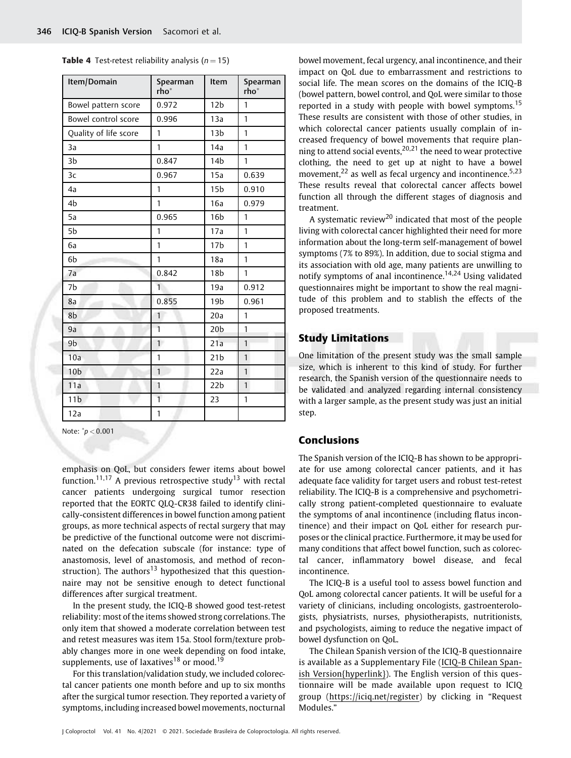**Table 4** Test-retest reliability analysis ($n = 15$)

| Item/Domain | Spearman rho* | Item | Spearman rho* |
|---|---|---|---|
| Bowel pattern score | 0.972 | 12b | 1 |
| Bowel control score | 0.996 | 13a | 1 |
| Quality of life score | 1 | 13b | 1 |
| 3a | 1 | 14a | 1 |
| 3b | 0.847 | 14b | 1 |
| 3c | 0.967 | 15a | 0.639 |
| 4a | 1 | 15b | 0.910 |
| 4b | 1 | 16a | 0.979 |
| 5a | 0.965 | 16b | 1 |
| 5b | 1 | 17a | 1 |
| 6a | 1 | 17b | 1 |
| 6b | 1 | 18a | 1 |
| 7a | 0.842 | 18b | 1 |
| 7b | 1 | 19a | 0.912 |
| 8a | 0.855 | 19b | 0.961 |
| 8b | 1 | 20a | 1 |
| 9a | 1 | 20b | 1 |
| 9b | 1 | 21a | 1 |
| 10a | 1 | 21b | 1 |
| 10b | 1 | 22a | 1 |
| 11a | 1 | 22b | 1 |
| 11b | 1 | 23 | 1 |
| 12a | 1 | | |

Note: *$p < 0.001$

emphasis on QoL, but considers fewer items about bowel function.[11,17] A previous retrospective study[13] with rectal cancer patients undergoing surgical tumor resection reported that the EORTC QLQ-CR38 failed to identify clinically-consistent differences in bowel function among patient groups, as more technical aspects of rectal surgery that may be predictive of the functional outcome were not discriminated on the defecation subscale (for instance: type of anastomosis, level of anastomosis, and method of reconstruction). The authors[13] hypothesized that this questionnaire may not be sensitive enough to detect functional differences after surgical treatment.

In the present study, the ICIQ-B showed good test-retest reliability: most of the items showed strong correlations. The only item that showed a moderate correlation between test and retest measures was item 15a. Stool form/texture probably changes more in one week depending on food intake, supplements, use of laxatives[18] or mood.[19]

For this translation/validation study, we included colorectal cancer patients one month before and up to six months after the surgical tumor resection. They reported a variety of symptoms, including increased bowel movements, nocturnal bowel movement, fecal urgency, anal incontinence, and their impact on QoL due to embarrassment and restrictions to social life. The mean scores on the domains of the ICIQ-B (bowel pattern, bowel control, and QoL were similar to those reported in a study with people with bowel symptoms.[15] These results are consistent with those of other studies, in which colorectal cancer patients usually complain of increased frequency of bowel movements that require planning to attend social events,[20,21] the need to wear protective clothing, the need to get up at night to have a bowel movement,[22] as well as fecal urgency and incontinence.[5,23] These results reveal that colorectal cancer affects bowel function all through the different stages of diagnosis and treatment.

A systematic review[20] indicated that most of the people living with colorectal cancer highlighted their need for more information about the long-term self-management of bowel symptoms (7% to 89%). In addition, due to social stigma and its association with old age, many patients are unwilling to notify symptoms of anal incontinence.[14,24] Using validated questionnaires might be important to show the real magnitude of this problem and to stablish the effects of the proposed treatments.

## Study Limitations

One limitation of the present study was the small sample size, which is inherent to this kind of study. For further research, the Spanish version of the questionnaire needs to be validated and analyzed regarding internal consistency with a larger sample, as the present study was just an initial step.

## Conclusions

The Spanish version of the ICIQ-B has shown to be appropriate for use among colorectal cancer patients, and it has adequate face validity for target users and robust test-retest reliability. The ICIQ-B is a comprehensive and psychometrically strong patient-completed questionnaire to evaluate the symptoms of anal incontinence (including flatus incontinence) and their impact on QoL either for research purposes or the clinical practice. Furthermore, it may be used for many conditions that affect bowel function, such as colorectal cancer, inflammatory bowel disease, and fecal incontinence.

The ICIQ-B is a useful tool to assess bowel function and QoL among colorectal cancer patients. It will be useful for a variety of clinicians, including oncologists, gastroenterologists, physiatrists, nurses, physiotherapists, nutritionists, and psychologists, aiming to reduce the negative impact of bowel dysfunction on QoL.

The Chilean Spanish version of the ICIQ-B questionnaire is available as a Supplementary File (ICIQ-B Chilean Spanish Version{hyperlink}). The English version of this questionnaire will be made available upon request to ICIQ group (https://iciq.net/register) by clicking in "Request Modules."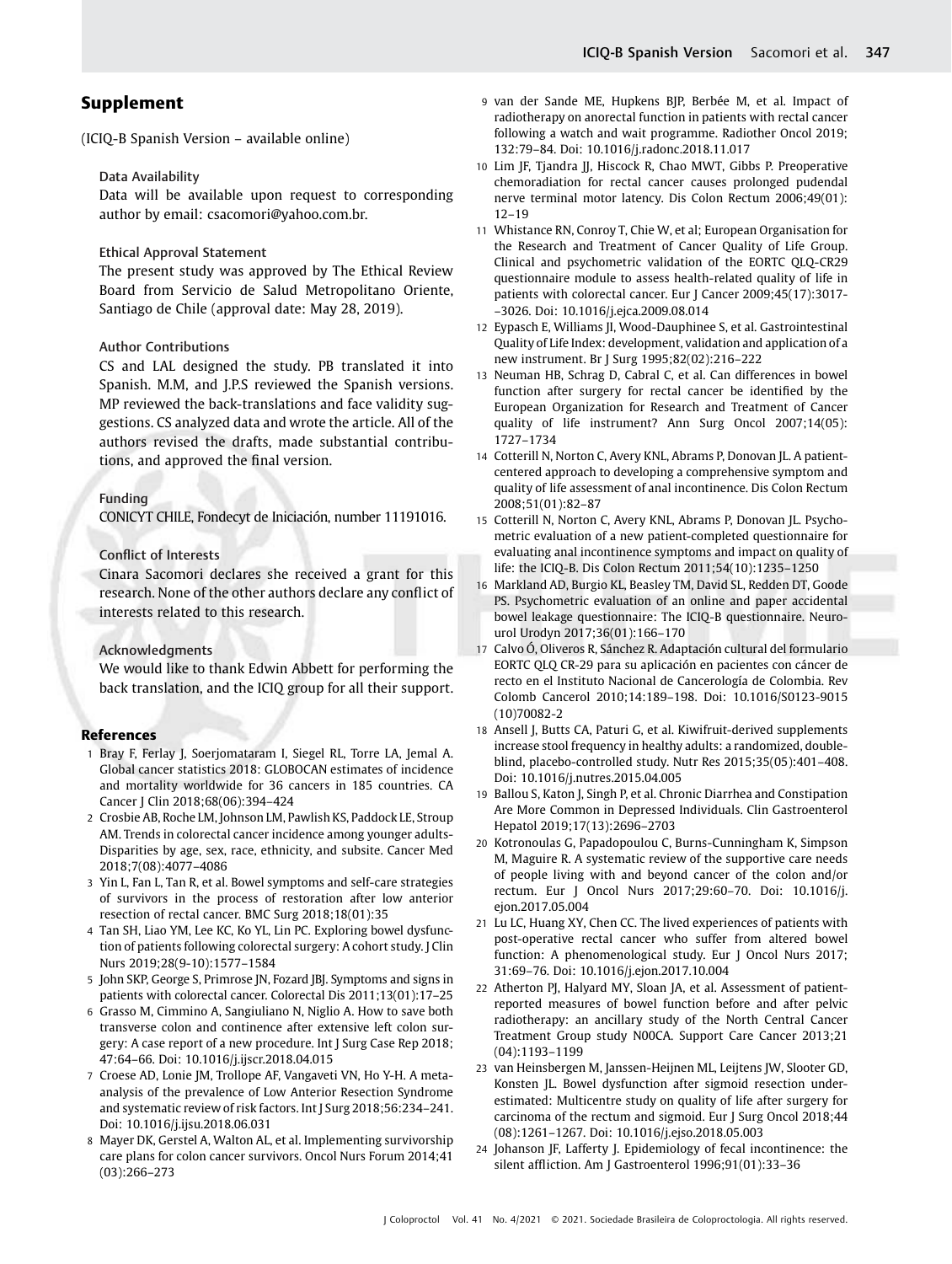## Supplement

(ICIQ-B Spanish Version – available online)

### Data Availability

Data will be available upon request to corresponding author by email: csacomori@yahoo.com.br.

### Ethical Approval Statement

The present study was approved by The Ethical Review Board from Servicio de Salud Metropolitano Oriente, Santiago de Chile (approval date: May 28, 2019).

### Author Contributions

CS and LAL designed the study. PB translated it into Spanish. M.M, and J.P.S reviewed the Spanish versions. MP reviewed the back-translations and face validity suggestions. CS analyzed data and wrote the article. All of the authors revised the drafts, made substantial contributions, and approved the final version.

### Funding

CONICYT CHILE, Fondecyt de Iniciación, number 11191016.

### Conflict of Interests

Cinara Sacomori declares she received a grant for this research. None of the other authors declare any conflict of interests related to this research.

### Acknowledgments

We would like to thank Edwin Abbett for performing the back translation, and the ICIQ group for all their support.

## References

1. Bray F, Ferlay J, Soerjomataram I, Siegel RL, Torre LA, Jemal A. Global cancer statistics 2018: GLOBOCAN estimates of incidence and mortality worldwide for 36 cancers in 185 countries. CA Cancer J Clin 2018;68(06):394–424
2. Crosbie AB, Roche LM, Johnson LM, Pawlish KS, Paddock LE, Stroup AM. Trends in colorectal cancer incidence among younger adults-Disparities by age, sex, race, ethnicity, and subsite. Cancer Med 2018;7(08):4077–4086
3. Yin L, Fan L, Tan R, et al. Bowel symptoms and self-care strategies of survivors in the process of restoration after low anterior resection of rectal cancer. BMC Surg 2018;18(01):35
4. Tan SH, Liao YM, Lee KC, Ko YL, Lin PC. Exploring bowel dysfunction of patients following colorectal surgery: A cohort study. J Clin Nurs 2019;28(9-10):1577–1584
5. John SKP, George S, Primrose JN, Fozard JBJ. Symptoms and signs in patients with colorectal cancer. Colorectal Dis 2011;13(01):17–25
6. Grasso M, Cimmino A, Sangiuliano N, Niglio A. How to save both transverse colon and continence after extensive left colon surgery: A case report of a new procedure. Int J Surg Case Rep 2018; 47:64–66. Doi: 10.1016/j.ijscr.2018.04.015
7. Croese AD, Lonie JM, Trollope AF, Vangaveti VN, Ho Y-H. A meta-analysis of the prevalence of Low Anterior Resection Syndrome and systematic review of risk factors. Int J Surg 2018;56:234–241. Doi: 10.1016/j.ijsu.2018.06.031
8. Mayer DK, Gerstel A, Walton AL, et al. Implementing survivorship care plans for colon cancer survivors. Oncol Nurs Forum 2014;41 (03):266–273
9. van der Sande ME, Hupkens BJP, Berbée M, et al. Impact of radiotherapy on anorectal function in patients with rectal cancer following a watch and wait programme. Radiother Oncol 2019; 132:79–84. Doi: 10.1016/j.radonc.2018.11.017
10. Lim JF, Tjandra JJ, Hiscock R, Chao MWT, Gibbs P. Preoperative chemoradiation for rectal cancer causes prolonged pudendal nerve terminal motor latency. Dis Colon Rectum 2006;49(01): 12–19
11. Whistance RN, Conroy T, Chie W, et al; European Organisation for the Research and Treatment of Cancer Quality of Life Group. Clinical and psychometric validation of the EORTC QLQ-CR29 questionnaire module to assess health-related quality of life in patients with colorectal cancer. Eur J Cancer 2009;45(17):3017–3026. Doi: 10.1016/j.ejca.2009.08.014
12. Eypasch E, Williams JI, Wood-Dauphinee S, et al. Gastrointestinal Quality of Life Index: development, validation and application of a new instrument. Br J Surg 1995;82(02):216–222
13. Neuman HB, Schrag D, Cabral C, et al. Can differences in bowel function after surgery for rectal cancer be identified by the European Organization for Research and Treatment of Cancer quality of life instrument? Ann Surg Oncol 2007;14(05): 1727–1734
14. Cotterill N, Norton C, Avery KNL, Abrams P, Donovan JL. A patient-centered approach to developing a comprehensive symptom and quality of life assessment of anal incontinence. Dis Colon Rectum 2008;51(01):82–87
15. Cotterill N, Norton C, Avery KNL, Abrams P, Donovan JL. Psychometric evaluation of a new patient-completed questionnaire for evaluating anal incontinence symptoms and impact on quality of life: the ICIQ-B. Dis Colon Rectum 2011;54(10):1235–1250
16. Markland AD, Burgio KL, Beasley TM, David SL, Redden DT, Goode PS. Psychometric evaluation of an online and paper accidental bowel leakage questionnaire: The ICIQ-B questionnaire. Neurourol Urodyn 2017;36(01):166–170
17. Calvo Ó, Oliveros R, Sánchez R. Adaptación cultural del formulario EORTC QLQ CR-29 para su aplicación en pacientes con cáncer de recto en el Instituto Nacional de Cancerología de Colombia. Rev Colomb Cancerol 2010;14:189–198. Doi: 10.1016/S0123-9015 (10)70082-2
18. Ansell J, Butts CA, Paturi G, et al. Kiwifruit-derived supplements increase stool frequency in healthy adults: a randomized, double-blind, placebo-controlled study. Nutr Res 2015;35(05):401–408. Doi: 10.1016/j.nutres.2015.04.005
19. Ballou S, Katon J, Singh P, et al. Chronic Diarrhea and Constipation Are More Common in Depressed Individuals. Clin Gastroenterol Hepatol 2019;17(13):2696–2703
20. Kotronoulas G, Papadopoulou C, Burns-Cunningham K, Simpson M, Maguire R. A systematic review of the supportive care needs of people living with and beyond cancer of the colon and/or rectum. Eur J Oncol Nurs 2017;29:60–70. Doi: 10.1016/j.ejon.2017.05.004
21. Lu LC, Huang XY, Chen CC. The lived experiences of patients with post-operative rectal cancer who suffer from altered bowel function: A phenomenological study. Eur J Oncol Nurs 2017; 31:69–76. Doi: 10.1016/j.ejon.2017.10.004
22. Atherton PJ, Halyard MY, Sloan JA, et al. Assessment of patient-reported measures of bowel function before and after pelvic radiotherapy: an ancillary study of the North Central Cancer Treatment Group study N00CA. Support Care Cancer 2013;21 (04):1193–1199
23. van Heinsbergen M, Janssen-Heijnen ML, Leijtens JW, Slooter GD, Konsten JL. Bowel dysfunction after sigmoid resection underestimated: Multicentre study on quality of life after surgery for carcinoma of the rectum and sigmoid. Eur J Surg Oncol 2018;44 (08):1261–1267. Doi: 10.1016/j.ejso.2018.05.003
24. Johanson JF, Lafferty J. Epidemiology of fecal incontinence: the silent affliction. Am J Gastroenterol 1996;91(01):33–36